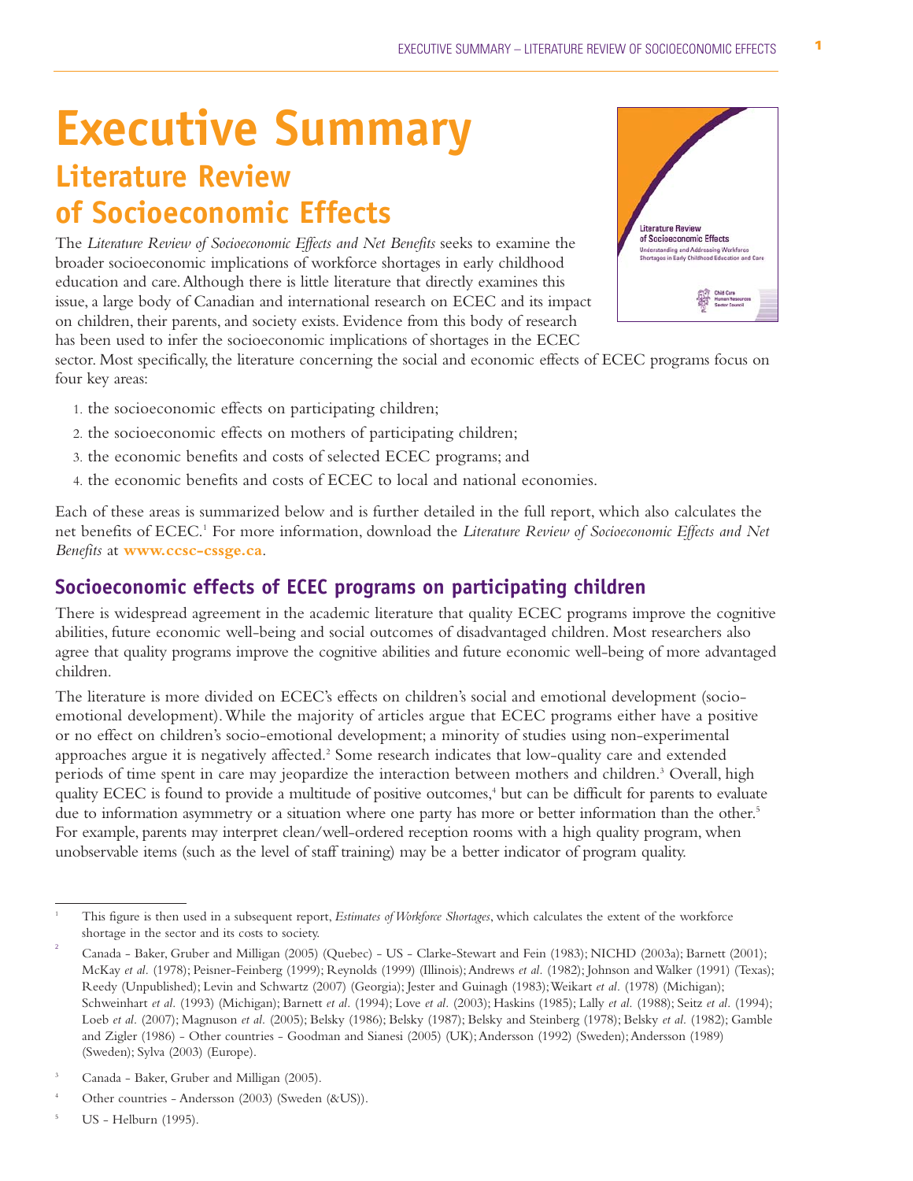# Executive Summary

## Literature Review of Socioeconomic Effects

The *Literature Review of Socioeconomic Effects and Net Benefits* seeks to examine the broader socioeconomic implications of workforce shortages in early childhood education and care. Although there is little literature that directly examines this issue, a large body of Canadian and international research on ECEC and its impact on children, their parents, and society exists. Evidence from this body of research has been used to infer the socioeconomic implications of shortages in the ECEC sector. Most specifically, the literature concerning the social and economic effects of ECEC programs focus on four key areas:

1. the socioeconomic effects on participating children;
2. the socioeconomic effects on mothers of participating children;
3. the economic benefits and costs of selected ECEC programs; and
4. the economic benefits and costs of ECEC to local and national economies.

Each of these areas is summarized below and is further detailed in the full report, which also calculates the net benefits of ECEC.[1] For more information, download the *Literature Review of Socioeconomic Effects and Net Benefits* at **www.ccsc-cssge.ca**.

### Socioeconomic effects of ECEC programs on participating children

There is widespread agreement in the academic literature that quality ECEC programs improve the cognitive abilities, future economic well-being and social outcomes of disadvantaged children. Most researchers also agree that quality programs improve the cognitive abilities and future economic well-being of more advantaged children.

The literature is more divided on ECEC's effects on children's social and emotional development (socio-emotional development). While the majority of articles argue that ECEC programs either have a positive or no effect on children's socio-emotional development; a minority of studies using non-experimental approaches argue it is negatively affected.[2] Some research indicates that low-quality care and extended periods of time spent in care may jeopardize the interaction between mothers and children.[3] Overall, high quality ECEC is found to provide a multitude of positive outcomes,[4] but can be difficult for parents to evaluate due to information asymmetry or a situation where one party has more or better information than the other.[5] For example, parents may interpret clean/well-ordered reception rooms with a high quality program, when unobservable items (such as the level of staff training) may be a better indicator of program quality.

---

[1] This figure is then used in a subsequent report, *Estimates of Workforce Shortages*, which calculates the extent of the workforce shortage in the sector and its costs to society.

[2] Canada - Baker, Gruber and Milligan (2005) (Quebec) - US - Clarke-Stewart and Fein (1983); NICHD (2003a); Barnett (2001); McKay *et al.* (1978); Peisner-Feinberg (1999); Reynolds (1999) (Illinois); Andrews *et al.* (1982); Johnson and Walker (1991) (Texas); Reedy (Unpublished); Levin and Schwartz (2007) (Georgia); Jester and Guinagh (1983); Weikart *et al.* (1978) (Michigan); Schweinhart *et al.* (1993) (Michigan); Barnett *et al.* (1994); Love *et al.* (2003); Haskins (1985); Lally *et al.* (1988); Seitz *et al.* (1994); Loeb *et al.* (2007); Magnuson *et al.* (2005); Belsky (1986); Belsky (1987); Belsky and Steinberg (1978); Belsky *et al.* (1982); Gamble and Zigler (1986) - Other countries - Goodman and Sianesi (2005) (UK); Andersson (1992) (Sweden); Andersson (1989) (Sweden); Sylva (2003) (Europe).

[3] Canada - Baker, Gruber and Milligan (2005).

[4] Other countries - Andersson (2003) (Sweden (&US)).

[5] US - Helburn (1995).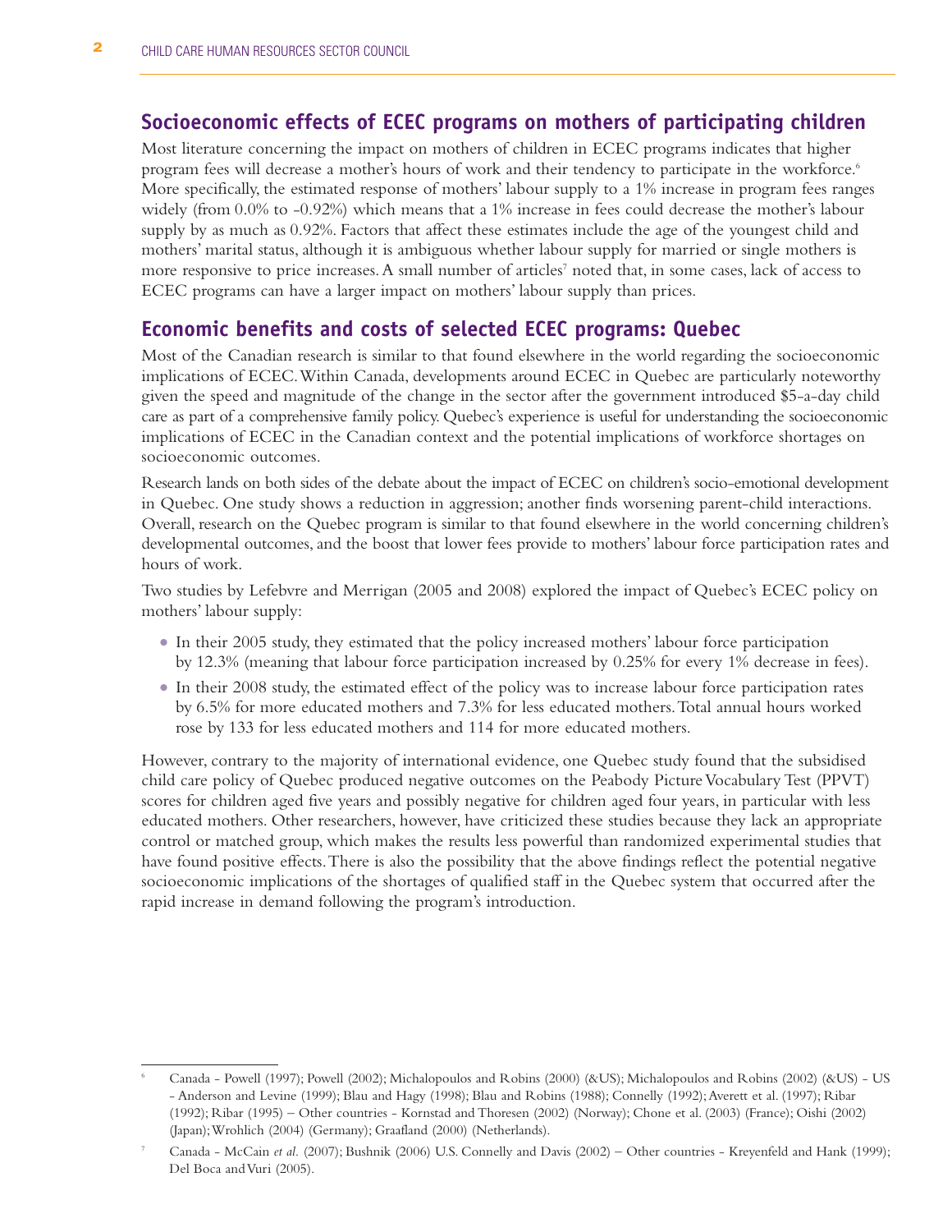## Socioeconomic effects of ECEC programs on mothers of participating children

Most literature concerning the impact on mothers of children in ECEC programs indicates that higher program fees will decrease a mother's hours of work and their tendency to participate in the workforce.[6] More specifically, the estimated response of mothers' labour supply to a 1% increase in program fees ranges widely (from 0.0% to -0.92%) which means that a 1% increase in fees could decrease the mother's labour supply by as much as 0.92%. Factors that affect these estimates include the age of the youngest child and mothers' marital status, although it is ambiguous whether labour supply for married or single mothers is more responsive to price increases. A small number of articles[7] noted that, in some cases, lack of access to ECEC programs can have a larger impact on mothers' labour supply than prices.

## Economic benefits and costs of selected ECEC programs: Quebec

Most of the Canadian research is similar to that found elsewhere in the world regarding the socioeconomic implications of ECEC. Within Canada, developments around ECEC in Quebec are particularly noteworthy given the speed and magnitude of the change in the sector after the government introduced $5-a-day child care as part of a comprehensive family policy. Quebec's experience is useful for understanding the socioeconomic implications of ECEC in the Canadian context and the potential implications of workforce shortages on socioeconomic outcomes.

Research lands on both sides of the debate about the impact of ECEC on children's socio-emotional development in Quebec. One study shows a reduction in aggression; another finds worsening parent-child interactions. Overall, research on the Quebec program is similar to that found elsewhere in the world concerning children's developmental outcomes, and the boost that lower fees provide to mothers' labour force participation rates and hours of work.

Two studies by Lefebvre and Merrigan (2005 and 2008) explored the impact of Quebec's ECEC policy on mothers' labour supply:

- In their 2005 study, they estimated that the policy increased mothers' labour force participation by 12.3% (meaning that labour force participation increased by 0.25% for every 1% decrease in fees).
- In their 2008 study, the estimated effect of the policy was to increase labour force participation rates by 6.5% for more educated mothers and 7.3% for less educated mothers. Total annual hours worked rose by 133 for less educated mothers and 114 for more educated mothers.

However, contrary to the majority of international evidence, one Quebec study found that the subsidised child care policy of Quebec produced negative outcomes on the Peabody Picture Vocabulary Test (PPVT) scores for children aged five years and possibly negative for children aged four years, in particular with less educated mothers. Other researchers, however, have criticized these studies because they lack an appropriate control or matched group, which makes the results less powerful than randomized experimental studies that have found positive effects. There is also the possibility that the above findings reflect the potential negative socioeconomic implications of the shortages of qualified staff in the Quebec system that occurred after the rapid increase in demand following the program's introduction.

---

[6] Canada - Powell (1997); Powell (2002); Michalopoulos and Robins (2000) (&US); Michalopoulos and Robins (2002) (&US) - US - Anderson and Levine (1999); Blau and Hagy (1998); Blau and Robins (1988); Connelly (1992); Averett et al. (1997); Ribar (1992); Ribar (1995) – Other countries - Kornstad and Thoresen (2002) (Norway); Chone et al. (2003) (France); Oishi (2002) (Japan); Wrohlich (2004) (Germany); Graafland (2000) (Netherlands).

[7] Canada - McCain *et al.* (2007); Bushnik (2006) U.S. Connelly and Davis (2002) – Other countries - Kreyenfeld and Hank (1999); Del Boca and Vuri (2005).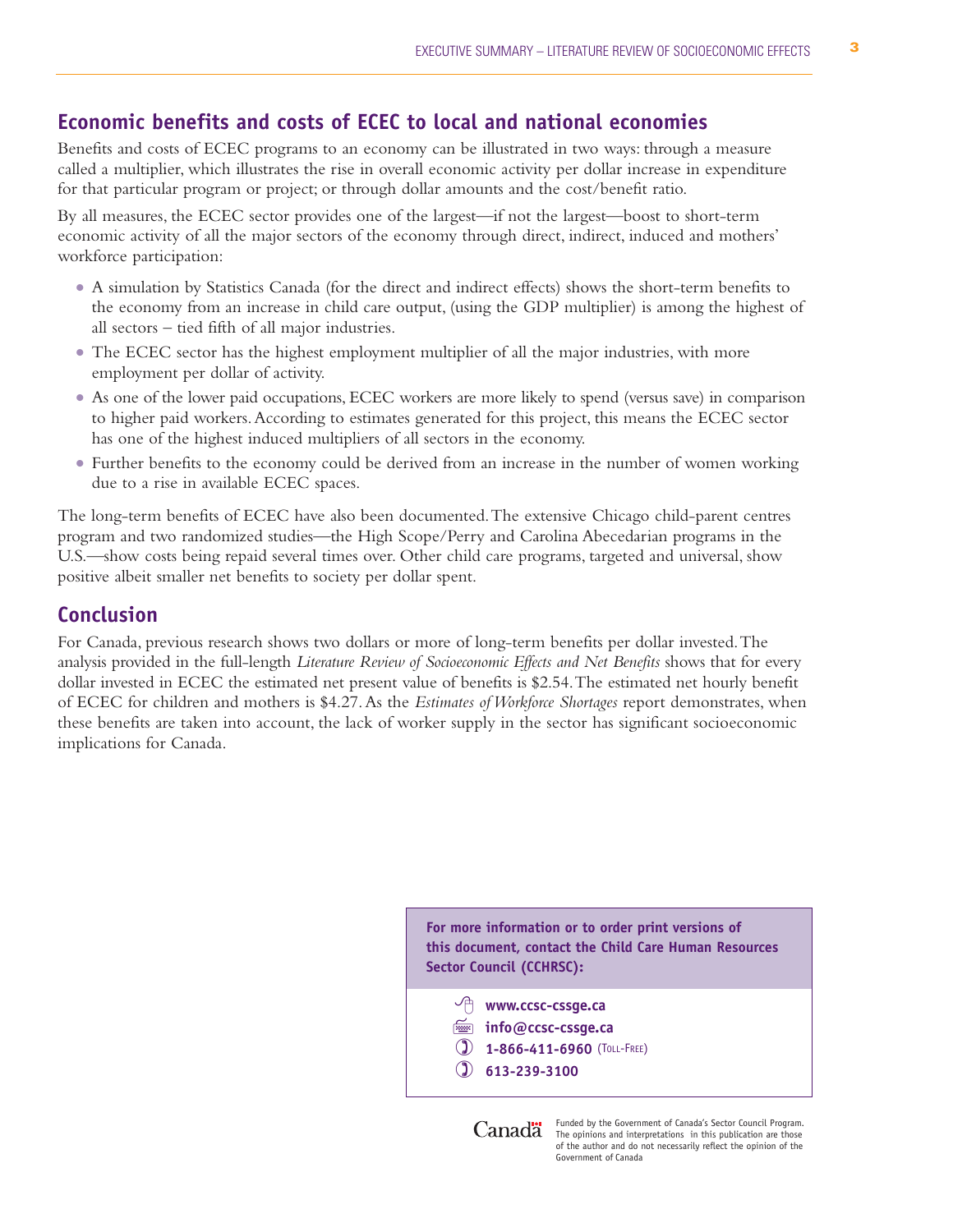## Economic benefits and costs of ECEC to local and national economies

Benefits and costs of ECEC programs to an economy can be illustrated in two ways: through a measure called a multiplier, which illustrates the rise in overall economic activity per dollar increase in expenditure for that particular program or project; or through dollar amounts and the cost/benefit ratio.

By all measures, the ECEC sector provides one of the largest—if not the largest—boost to short-term economic activity of all the major sectors of the economy through direct, indirect, induced and mothers' workforce participation:

- A simulation by Statistics Canada (for the direct and indirect effects) shows the short-term benefits to the economy from an increase in child care output, (using the GDP multiplier) is among the highest of all sectors – tied fifth of all major industries.
- The ECEC sector has the highest employment multiplier of all the major industries, with more employment per dollar of activity.
- As one of the lower paid occupations, ECEC workers are more likely to spend (versus save) in comparison to higher paid workers. According to estimates generated for this project, this means the ECEC sector has one of the highest induced multipliers of all sectors in the economy.
- Further benefits to the economy could be derived from an increase in the number of women working due to a rise in available ECEC spaces.

The long-term benefits of ECEC have also been documented. The extensive Chicago child-parent centres program and two randomized studies—the High Scope/Perry and Carolina Abecedarian programs in the U.S.—show costs being repaid several times over. Other child care programs, targeted and universal, show positive albeit smaller net benefits to society per dollar spent.

## Conclusion

For Canada, previous research shows two dollars or more of long-term benefits per dollar invested. The analysis provided in the full-length *Literature Review of Socioeconomic Effects and Net Benefits* shows that for every dollar invested in ECEC the estimated net present value of benefits is $2.54. The estimated net hourly benefit of ECEC for children and mothers is $4.27. As the *Estimates of Workforce Shortages* report demonstrates, when these benefits are taken into account, the lack of worker supply in the sector has significant socioeconomic implications for Canada.

**For more information or to order print versions of this document, contact the Child Care Human Resources Sector Council (CCHRSC):**

- **www.ccsc-cssge.ca**
- **info@ccsc-cssge.ca**
- **1-866-411-6960** (Toll-Free)
- **613-239-3100**

Canada

Funded by the Government of Canada's Sector Council Program. The opinions and interpretations in this publication are those of the author and do not necessarily reflect the opinion of the Government of Canada